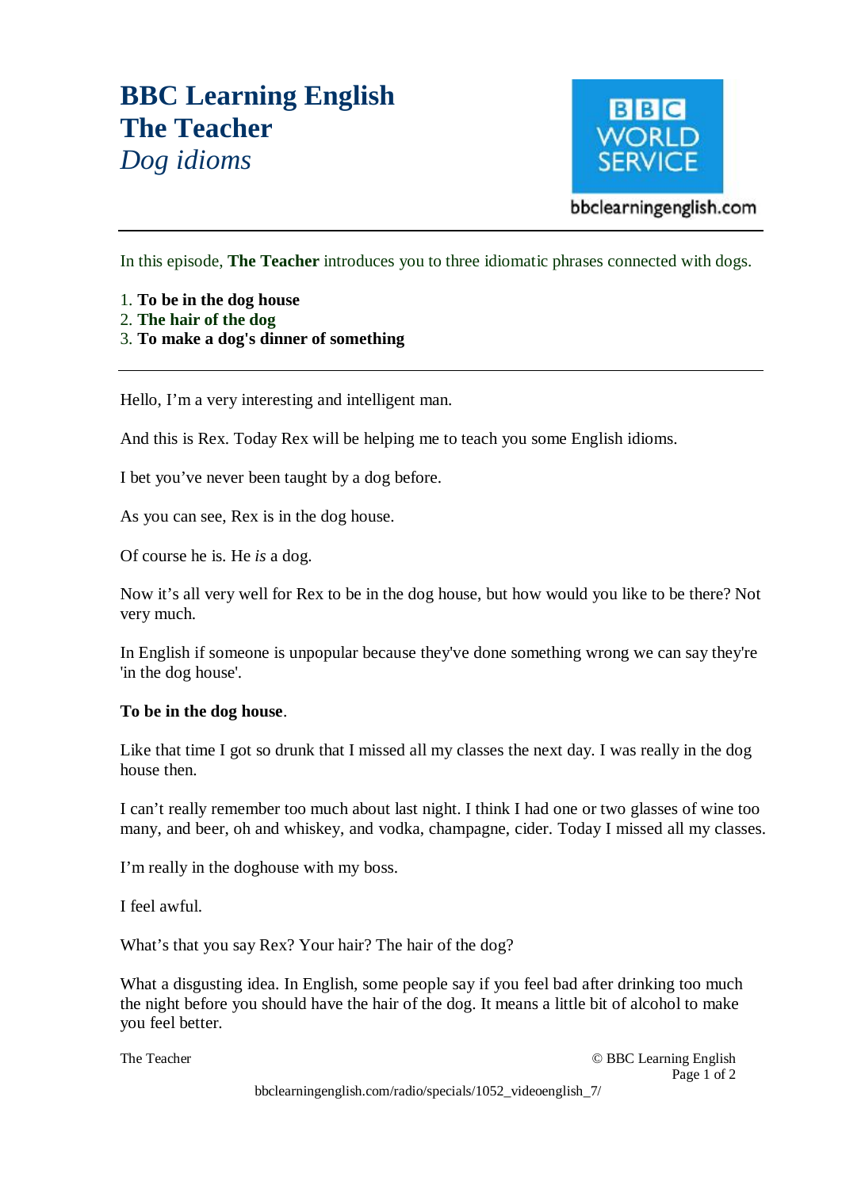# BBC Learning English
# The Teacher
## *Dog idioms*

bbclearningenglish.com

---

In this episode, **The Teacher** introduces you to three idiomatic phrases connected with dogs.

1. **To be in the dog house**
2. **The hair of the dog**
3. **To make a dog's dinner of something**

---

Hello, I'm a very interesting and intelligent man.

And this is Rex. Today Rex will be helping me to teach you some English idioms.

I bet you've never been taught by a dog before.

As you can see, Rex is in the dog house.

Of course he is. He *is* a dog.

Now it's all very well for Rex to be in the dog house, but how would you like to be there? Not very much.

In English if someone is unpopular because they've done something wrong we can say they're 'in the dog house'.

**To be in the dog house**.

Like that time I got so drunk that I missed all my classes the next day. I was really in the dog house then.

I can't really remember too much about last night. I think I had one or two glasses of wine too many, and beer, oh and whiskey, and vodka, champagne, cider. Today I missed all my classes.

I'm really in the doghouse with my boss.

I feel awful.

What's that you say Rex? Your hair? The hair of the dog?

What a disgusting idea. In English, some people say if you feel bad after drinking too much the night before you should have the hair of the dog. It means a little bit of alcohol to make you feel better.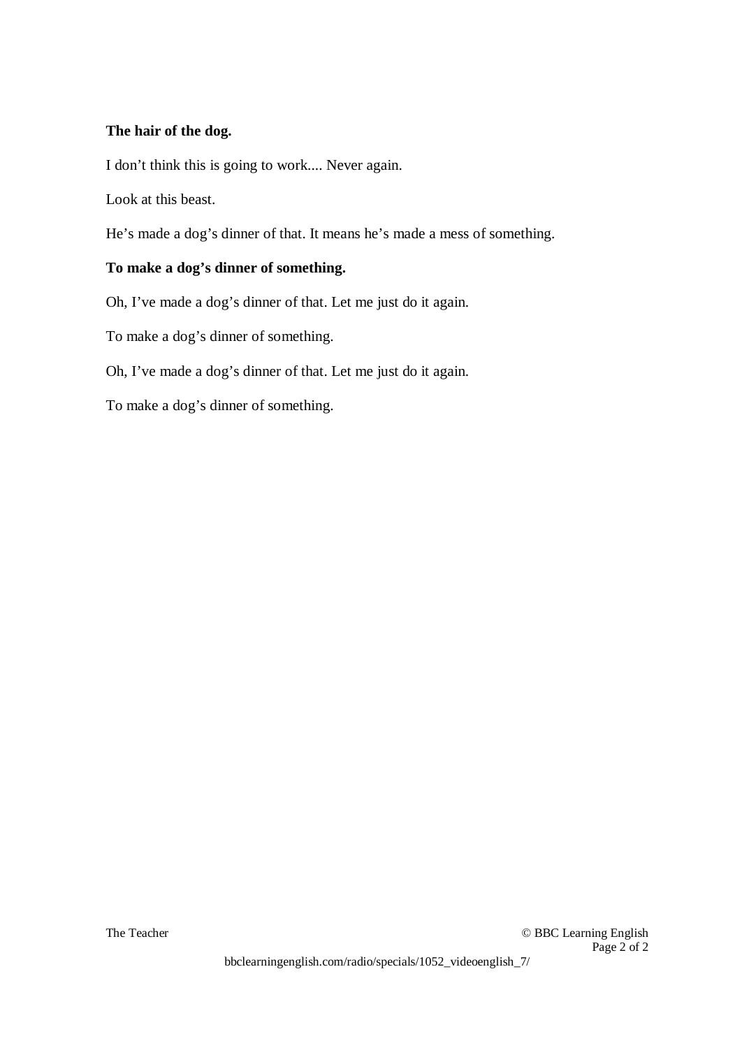**The hair of the dog.**

I don't think this is going to work.... Never again.

Look at this beast.

He's made a dog's dinner of that. It means he's made a mess of something.

**To make a dog's dinner of something.**

Oh, I've made a dog's dinner of that. Let me just do it again.

To make a dog's dinner of something.

Oh, I've made a dog's dinner of that. Let me just do it again.

To make a dog's dinner of something.